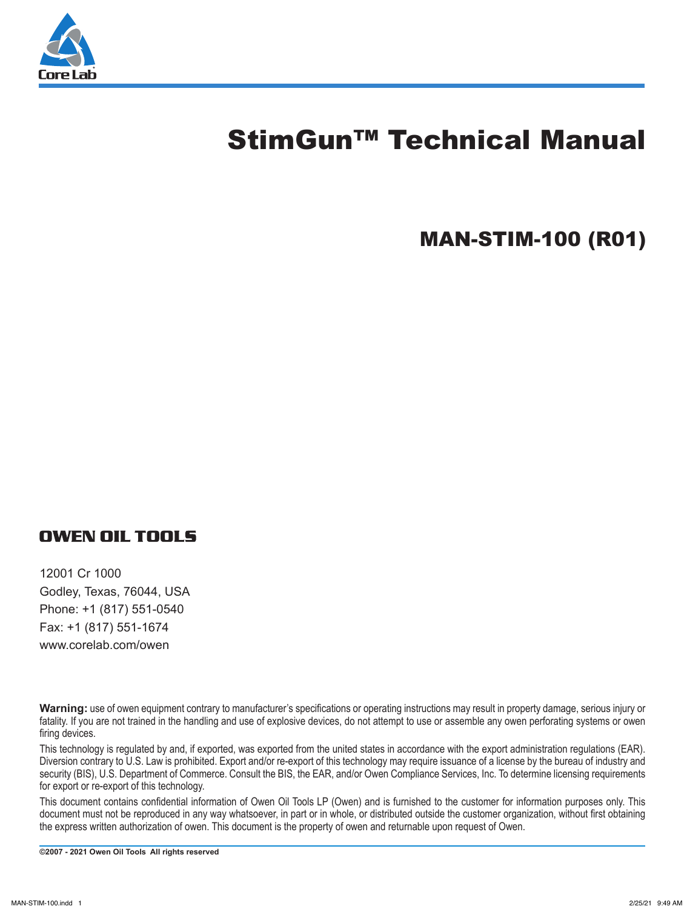Core Lab

# StimGun™ Technical Manual

## MAN-STIM-100 (R01)

**OWEN OIL TOOLS**

12001 Cr 1000
Godley, Texas, 76044, USA
Phone: +1 (817) 551-0540
Fax: +1 (817) 551-1674
www.corelab.com/owen

**Warning:** use of owen equipment contrary to manufacturer's specifications or operating instructions may result in property damage, serious injury or fatality. If you are not trained in the handling and use of explosive devices, do not attempt to use or assemble any owen perforating systems or owen firing devices.

This technology is regulated by and, if exported, was exported from the united states in accordance with the export administration regulations (EAR). Diversion contrary to U.S. Law is prohibited. Export and/or re-export of this technology may require issuance of a license by the bureau of industry and security (BIS), U.S. Department of Commerce. Consult the BIS, the EAR, and/or Owen Compliance Services, Inc. To determine licensing requirements for export or re-export of this technology.

This document contains confidential information of Owen Oil Tools LP (Owen) and is furnished to the customer for information purposes only. This document must not be reproduced in any way whatsoever, in part or in whole, or distributed outside the customer organization, without first obtaining the express written authorization of owen. This document is the property of owen and returnable upon request of Owen.

**©2007 - 2021 Owen Oil Tools All rights reserved**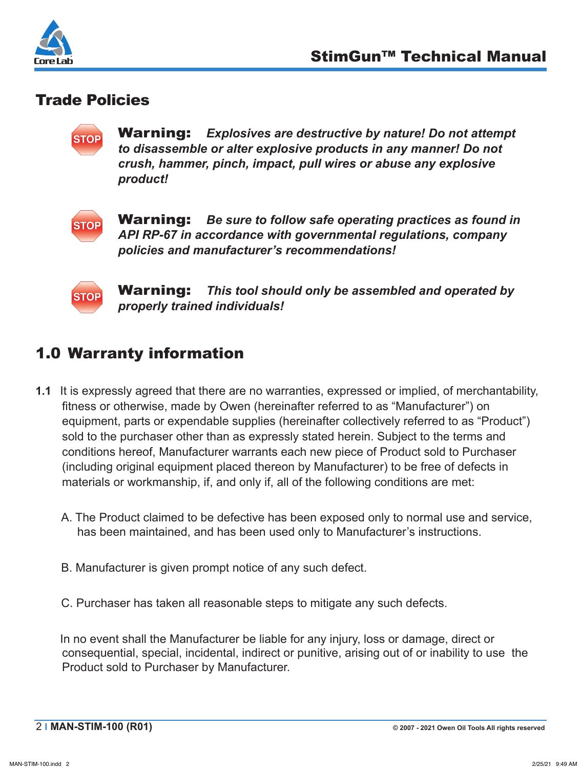## Trade Policies

**Warning:** ***Explosives are destructive by nature! Do not attempt to disassemble or alter explosive products in any manner! Do not crush, hammer, pinch, impact, pull wires or abuse any explosive product!***

**Warning:** ***Be sure to follow safe operating practices as found in API RP-67 in accordance with governmental regulations, company policies and manufacturer's recommendations!***

**Warning:** ***This tool should only be assembled and operated by properly trained individuals!***

## 1.0 Warranty information

**1.1** It is expressly agreed that there are no warranties, expressed or implied, of merchantability, fitness or otherwise, made by Owen (hereinafter referred to as "Manufacturer") on equipment, parts or expendable supplies (hereinafter collectively referred to as "Product") sold to the purchaser other than as expressly stated herein. Subject to the terms and conditions hereof, Manufacturer warrants each new piece of Product sold to Purchaser (including original equipment placed thereon by Manufacturer) to be free of defects in materials or workmanship, if, and only if, all of the following conditions are met:

A. The Product claimed to be defective has been exposed only to normal use and service, has been maintained, and has been used only to Manufacturer's instructions.

B. Manufacturer is given prompt notice of any such defect.

C. Purchaser has taken all reasonable steps to mitigate any such defects.

In no event shall the Manufacturer be liable for any injury, loss or damage, direct or consequential, special, incidental, indirect or punitive, arising out of or inability to use the Product sold to Purchaser by Manufacturer.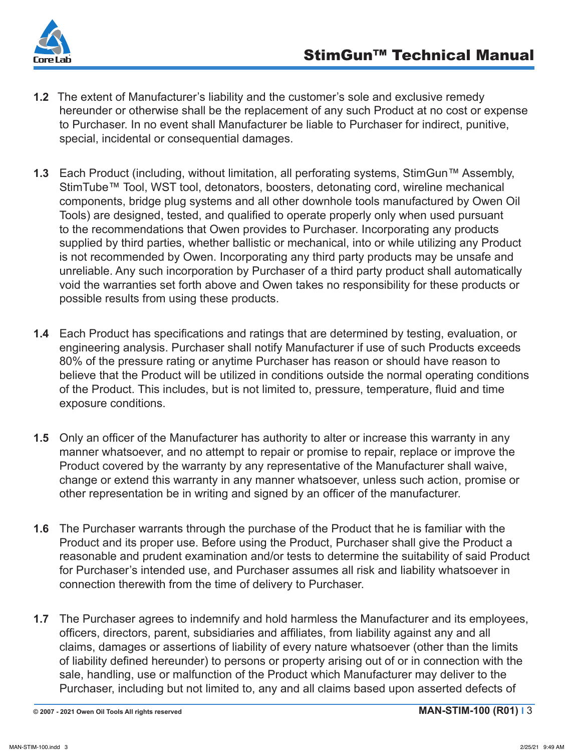**1.2** The extent of Manufacturer's liability and the customer's sole and exclusive remedy hereunder or otherwise shall be the replacement of any such Product at no cost or expense to Purchaser. In no event shall Manufacturer be liable to Purchaser for indirect, punitive, special, incidental or consequential damages.

**1.3** Each Product (including, without limitation, all perforating systems, StimGun™ Assembly, StimTube™ Tool, WST tool, detonators, boosters, detonating cord, wireline mechanical components, bridge plug systems and all other downhole tools manufactured by Owen Oil Tools) are designed, tested, and qualified to operate properly only when used pursuant to the recommendations that Owen provides to Purchaser. Incorporating any products supplied by third parties, whether ballistic or mechanical, into or while utilizing any Product is not recommended by Owen. Incorporating any third party products may be unsafe and unreliable. Any such incorporation by Purchaser of a third party product shall automatically void the warranties set forth above and Owen takes no responsibility for these products or possible results from using these products.

**1.4** Each Product has specifications and ratings that are determined by testing, evaluation, or engineering analysis. Purchaser shall notify Manufacturer if use of such Products exceeds 80% of the pressure rating or anytime Purchaser has reason or should have reason to believe that the Product will be utilized in conditions outside the normal operating conditions of the Product. This includes, but is not limited to, pressure, temperature, fluid and time exposure conditions.

**1.5** Only an officer of the Manufacturer has authority to alter or increase this warranty in any manner whatsoever, and no attempt to repair or promise to repair, replace or improve the Product covered by the warranty by any representative of the Manufacturer shall waive, change or extend this warranty in any manner whatsoever, unless such action, promise or other representation be in writing and signed by an officer of the manufacturer.

**1.6** The Purchaser warrants through the purchase of the Product that he is familiar with the Product and its proper use. Before using the Product, Purchaser shall give the Product a reasonable and prudent examination and/or tests to determine the suitability of said Product for Purchaser's intended use, and Purchaser assumes all risk and liability whatsoever in connection therewith from the time of delivery to Purchaser.

**1.7** The Purchaser agrees to indemnify and hold harmless the Manufacturer and its employees, officers, directors, parent, subsidiaries and affiliates, from liability against any and all claims, damages or assertions of liability of every nature whatsoever (other than the limits of liability defined hereunder) to persons or property arising out of or in connection with the sale, handling, use or malfunction of the Product which Manufacturer may deliver to the Purchaser, including but not limited to, any and all claims based upon asserted defects of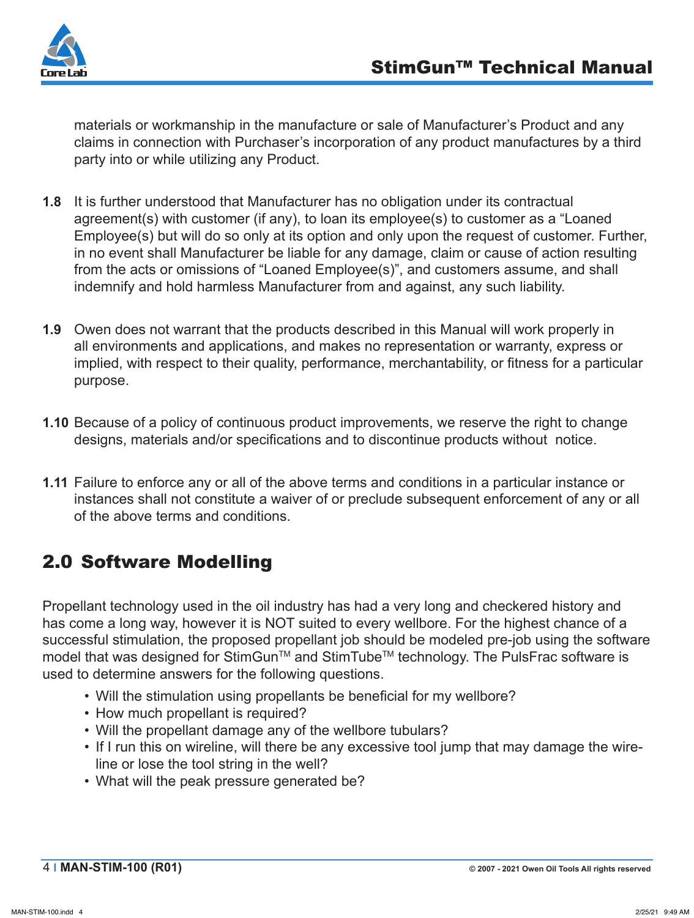materials or workmanship in the manufacture or sale of Manufacturer's Product and any claims in connection with Purchaser's incorporation of any product manufactures by a third party into or while utilizing any Product.

**1.8** It is further understood that Manufacturer has no obligation under its contractual agreement(s) with customer (if any), to loan its employee(s) to customer as a "Loaned Employee(s) but will do so only at its option and only upon the request of customer. Further, in no event shall Manufacturer be liable for any damage, claim or cause of action resulting from the acts or omissions of "Loaned Employee(s)", and customers assume, and shall indemnify and hold harmless Manufacturer from and against, any such liability.

**1.9** Owen does not warrant that the products described in this Manual will work properly in all environments and applications, and makes no representation or warranty, express or implied, with respect to their quality, performance, merchantability, or fitness for a particular purpose.

**1.10** Because of a policy of continuous product improvements, we reserve the right to change designs, materials and/or specifications and to discontinue products without notice.

**1.11** Failure to enforce any or all of the above terms and conditions in a particular instance or instances shall not constitute a waiver of or preclude subsequent enforcement of any or all of the above terms and conditions.

## 2.0 Software Modelling

Propellant technology used in the oil industry has had a very long and checkered history and has come a long way, however it is NOT suited to every wellbore. For the highest chance of a successful stimulation, the proposed propellant job should be modeled pre-job using the software model that was designed for StimGun™ and StimTube™ technology. The PulsFrac software is used to determine answers for the following questions.

- Will the stimulation using propellants be beneficial for my wellbore?
- How much propellant is required?
- Will the propellant damage any of the wellbore tubulars?
- If I run this on wireline, will there be any excessive tool jump that may damage the wire-line or lose the tool string in the well?
- What will the peak pressure generated be?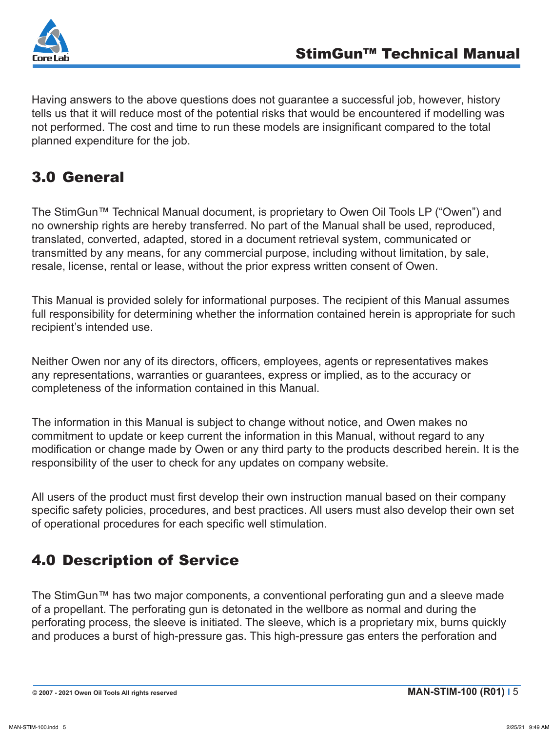Having answers to the above questions does not guarantee a successful job, however, history tells us that it will reduce most of the potential risks that would be encountered if modelling was not performed. The cost and time to run these models are insignificant compared to the total planned expenditure for the job.

## 3.0 General

The StimGun™ Technical Manual document, is proprietary to Owen Oil Tools LP ("Owen") and no ownership rights are hereby transferred. No part of the Manual shall be used, reproduced, translated, converted, adapted, stored in a document retrieval system, communicated or transmitted by any means, for any commercial purpose, including without limitation, by sale, resale, license, rental or lease, without the prior express written consent of Owen.

This Manual is provided solely for informational purposes. The recipient of this Manual assumes full responsibility for determining whether the information contained herein is appropriate for such recipient's intended use.

Neither Owen nor any of its directors, officers, employees, agents or representatives makes any representations, warranties or guarantees, express or implied, as to the accuracy or completeness of the information contained in this Manual.

The information in this Manual is subject to change without notice, and Owen makes no commitment to update or keep current the information in this Manual, without regard to any modification or change made by Owen or any third party to the products described herein. It is the responsibility of the user to check for any updates on company website.

All users of the product must first develop their own instruction manual based on their company specific safety policies, procedures, and best practices. All users must also develop their own set of operational procedures for each specific well stimulation.

## 4.0 Description of Service

The StimGun™ has two major components, a conventional perforating gun and a sleeve made of a propellant. The perforating gun is detonated in the wellbore as normal and during the perforating process, the sleeve is initiated. The sleeve, which is a proprietary mix, burns quickly and produces a burst of high-pressure gas. This high-pressure gas enters the perforation and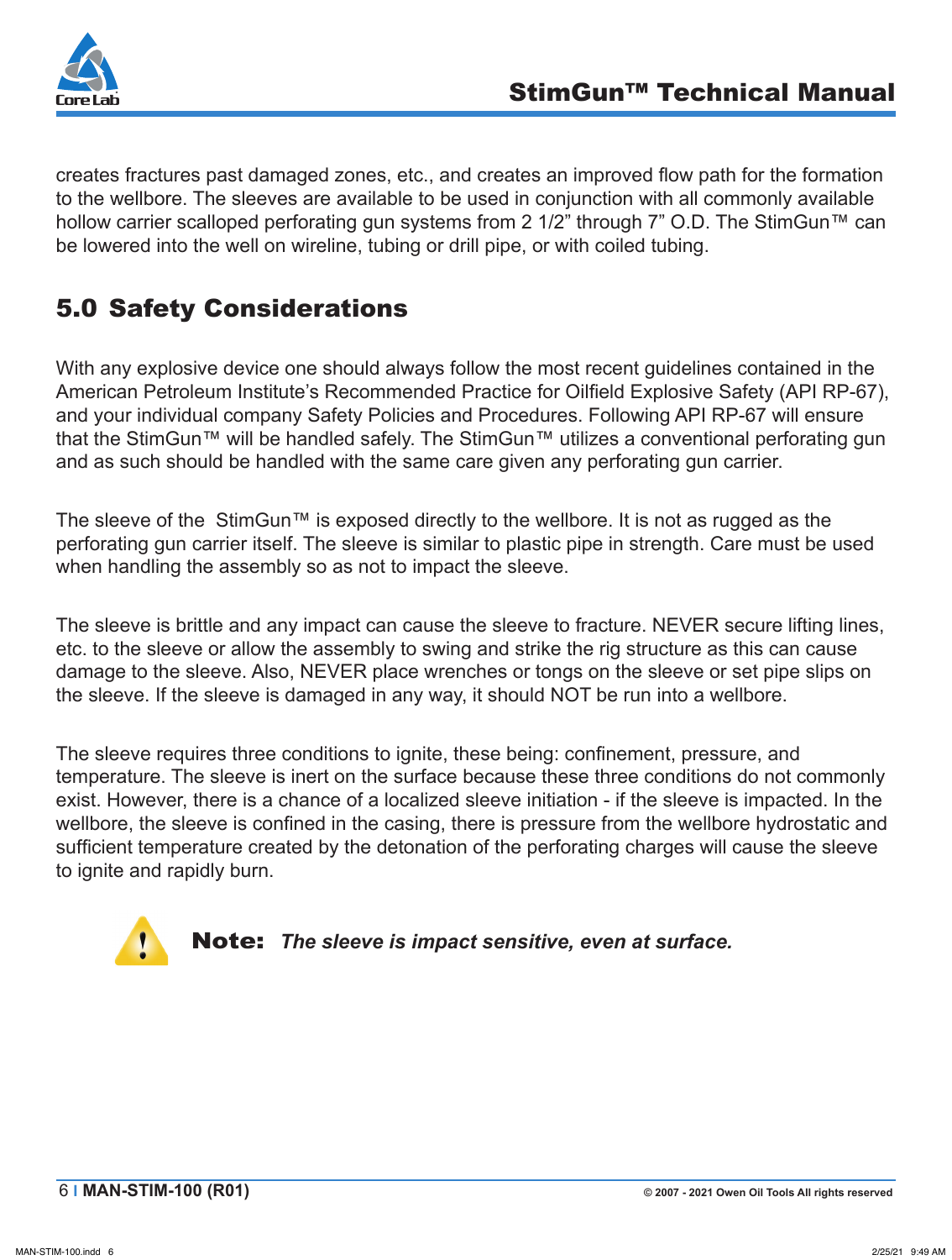creates fractures past damaged zones, etc., and creates an improved flow path for the formation to the wellbore. The sleeves are available to be used in conjunction with all commonly available hollow carrier scalloped perforating gun systems from 2 1/2" through 7" O.D. The StimGun™ can be lowered into the well on wireline, tubing or drill pipe, or with coiled tubing.

## 5.0 Safety Considerations

With any explosive device one should always follow the most recent guidelines contained in the American Petroleum Institute's Recommended Practice for Oilfield Explosive Safety (API RP-67), and your individual company Safety Policies and Procedures. Following API RP-67 will ensure that the StimGun™ will be handled safely. The StimGun™ utilizes a conventional perforating gun and as such should be handled with the same care given any perforating gun carrier.

The sleeve of the StimGun™ is exposed directly to the wellbore. It is not as rugged as the perforating gun carrier itself. The sleeve is similar to plastic pipe in strength. Care must be used when handling the assembly so as not to impact the sleeve.

The sleeve is brittle and any impact can cause the sleeve to fracture. NEVER secure lifting lines, etc. to the sleeve or allow the assembly to swing and strike the rig structure as this can cause damage to the sleeve. Also, NEVER place wrenches or tongs on the sleeve or set pipe slips on the sleeve. If the sleeve is damaged in any way, it should NOT be run into a wellbore.

The sleeve requires three conditions to ignite, these being: confinement, pressure, and temperature. The sleeve is inert on the surface because these three conditions do not commonly exist. However, there is a chance of a localized sleeve initiation - if the sleeve is impacted. In the wellbore, the sleeve is confined in the casing, there is pressure from the wellbore hydrostatic and sufficient temperature created by the detonation of the perforating charges will cause the sleeve to ignite and rapidly burn.

**Note:** ***The sleeve is impact sensitive, even at surface.***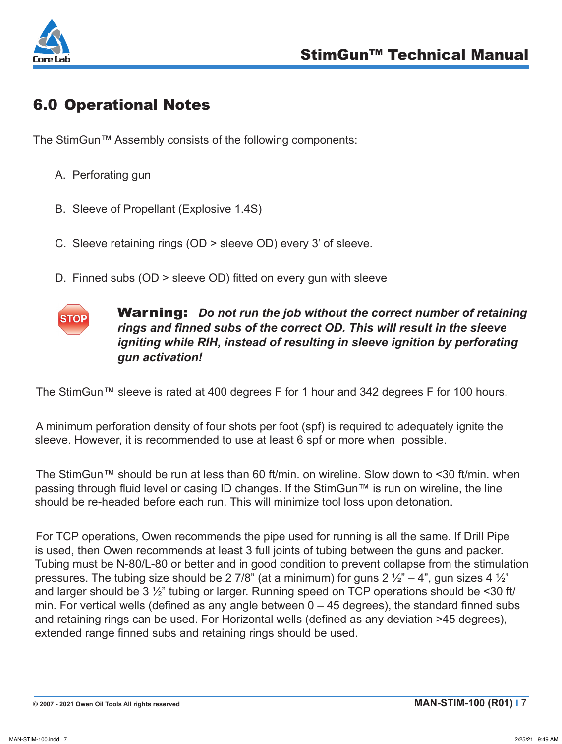## 6.0 Operational Notes

The StimGun™ Assembly consists of the following components:

A. Perforating gun

B. Sleeve of Propellant (Explosive 1.4S)

C. Sleeve retaining rings (OD > sleeve OD) every 3’ of sleeve.

D. Finned subs (OD > sleeve OD) fitted on every gun with sleeve

STOP

**Warning:** ***Do not run the job without the correct number of retaining rings and finned subs of the correct OD. This will result in the sleeve igniting while RIH, instead of resulting in sleeve ignition by perforating gun activation!***

The StimGun™ sleeve is rated at 400 degrees F for 1 hour and 342 degrees F for 100 hours.

A minimum perforation density of four shots per foot (spf) is required to adequately ignite the sleeve. However, it is recommended to use at least 6 spf or more when possible.

The StimGun™ should be run at less than 60 ft/min. on wireline. Slow down to <30 ft/min. when passing through fluid level or casing ID changes. If the StimGun™ is run on wireline, the line should be re-headed before each run. This will minimize tool loss upon detonation.

For TCP operations, Owen recommends the pipe used for running is all the same. If Drill Pipe is used, then Owen recommends at least 3 full joints of tubing between the guns and packer. Tubing must be N-80/L-80 or better and in good condition to prevent collapse from the stimulation pressures. The tubing size should be 2 7/8” (at a minimum) for guns 2 ½” – 4”, gun sizes 4 ½” and larger should be 3 ½” tubing or larger. Running speed on TCP operations should be <30 ft/min. For vertical wells (defined as any angle between 0 – 45 degrees), the standard finned subs and retaining rings can be used. For Horizontal wells (defined as any deviation >45 degrees), extended range finned subs and retaining rings should be used.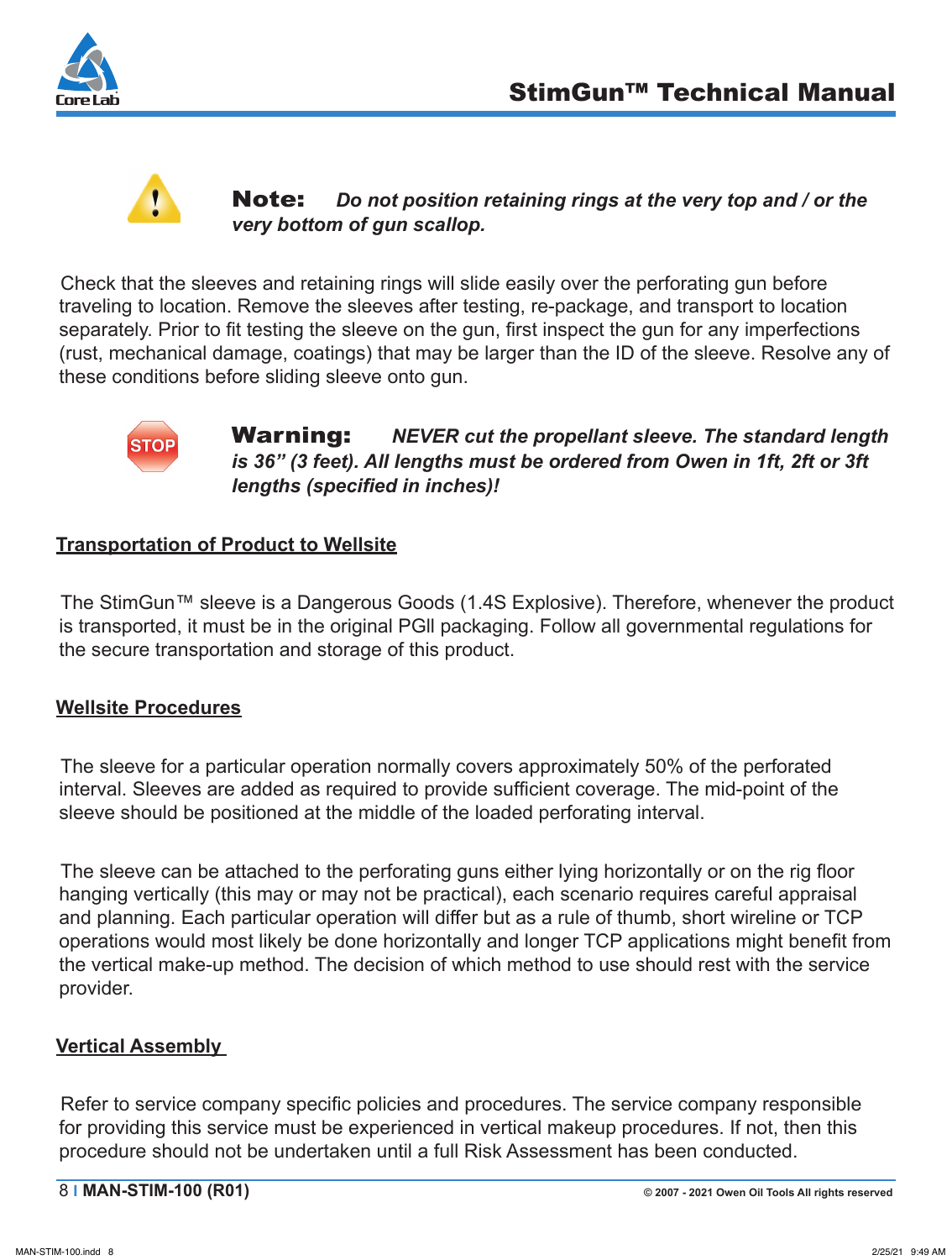**Note:** ***Do not position retaining rings at the very top and / or the very bottom of gun scallop.***

Check that the sleeves and retaining rings will slide easily over the perforating gun before traveling to location. Remove the sleeves after testing, re-package, and transport to location separately. Prior to fit testing the sleeve on the gun, first inspect the gun for any imperfections (rust, mechanical damage, coatings) that may be larger than the ID of the sleeve. Resolve any of these conditions before sliding sleeve onto gun.

**Warning:** ***NEVER cut the propellant sleeve. The standard length is 36" (3 feet). All lengths must be ordered from Owen in 1ft, 2ft or 3ft lengths (specified in inches)!***

## Transportation of Product to Wellsite

The StimGun™ sleeve is a Dangerous Goods (1.4S Explosive). Therefore, whenever the product is transported, it must be in the original PGII packaging. Follow all governmental regulations for the secure transportation and storage of this product.

## Wellsite Procedures

The sleeve for a particular operation normally covers approximately 50% of the perforated interval. Sleeves are added as required to provide sufficient coverage. The mid-point of the sleeve should be positioned at the middle of the loaded perforating interval.

The sleeve can be attached to the perforating guns either lying horizontally or on the rig floor hanging vertically (this may or may not be practical), each scenario requires careful appraisal and planning. Each particular operation will differ but as a rule of thumb, short wireline or TCP operations would most likely be done horizontally and longer TCP applications might benefit from the vertical make-up method. The decision of which method to use should rest with the service provider.

## Vertical Assembly

Refer to service company specific policies and procedures. The service company responsible for providing this service must be experienced in vertical makeup procedures. If not, then this procedure should not be undertaken until a full Risk Assessment has been conducted.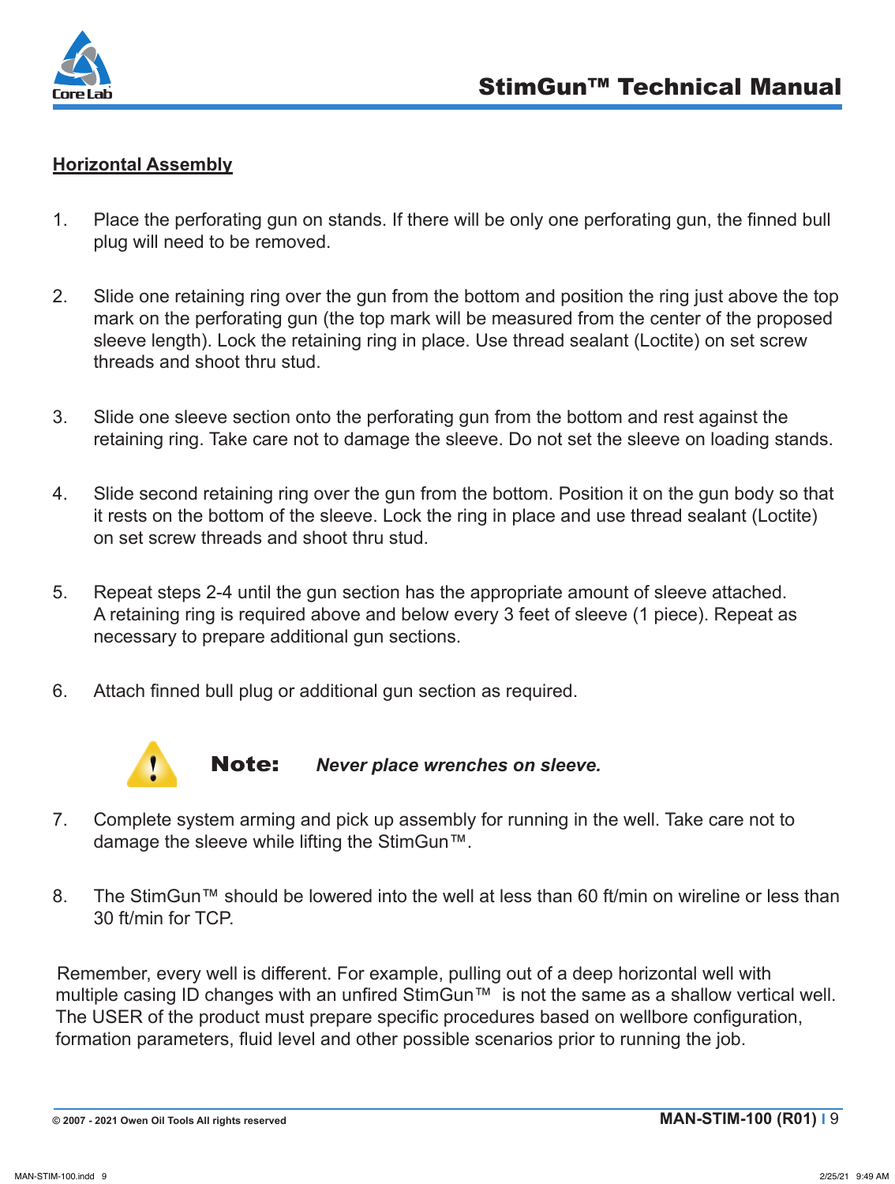## Horizontal Assembly

1. Place the perforating gun on stands. If there will be only one perforating gun, the finned bull plug will need to be removed.

2. Slide one retaining ring over the gun from the bottom and position the ring just above the top mark on the perforating gun (the top mark will be measured from the center of the proposed sleeve length). Lock the retaining ring in place. Use thread sealant (Loctite) on set screw threads and shoot thru stud.

3. Slide one sleeve section onto the perforating gun from the bottom and rest against the retaining ring. Take care not to damage the sleeve. Do not set the sleeve on loading stands.

4. Slide second retaining ring over the gun from the bottom. Position it on the gun body so that it rests on the bottom of the sleeve. Lock the ring in place and use thread sealant (Loctite) on set screw threads and shoot thru stud.

5. Repeat steps 2-4 until the gun section has the appropriate amount of sleeve attached. A retaining ring is required above and below every 3 feet of sleeve (1 piece). Repeat as necessary to prepare additional gun sections.

6. Attach finned bull plug or additional gun section as required.

> **Note:** ***Never place wrenches on sleeve.***

7. Complete system arming and pick up assembly for running in the well. Take care not to damage the sleeve while lifting the StimGun™.

8. The StimGun™ should be lowered into the well at less than 60 ft/min on wireline or less than 30 ft/min for TCP.

Remember, every well is different. For example, pulling out of a deep horizontal well with multiple casing ID changes with an unfired StimGun™ is not the same as a shallow vertical well. The USER of the product must prepare specific procedures based on wellbore configuration, formation parameters, fluid level and other possible scenarios prior to running the job.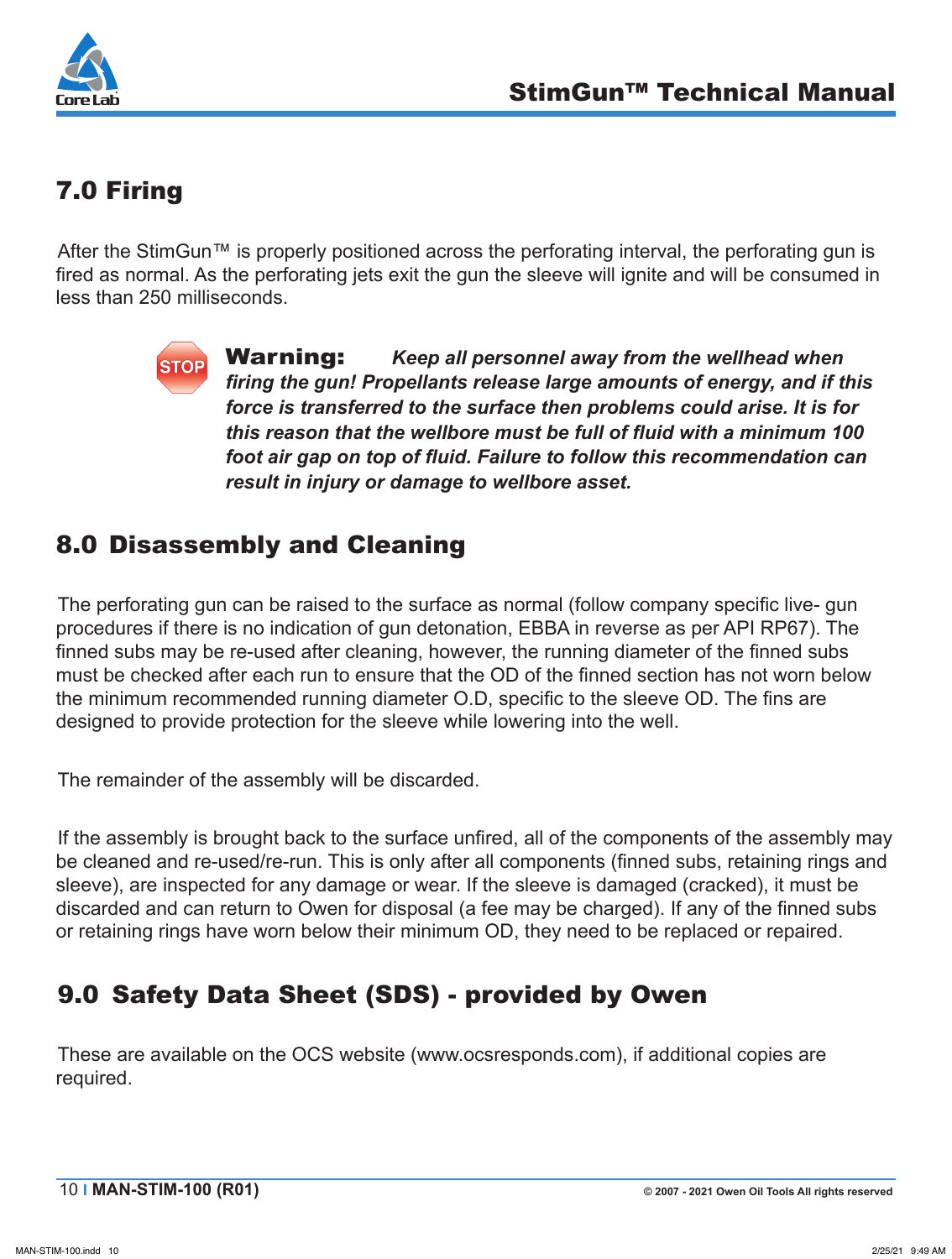## 7.0 Firing

After the StimGun™ is properly positioned across the perforating interval, the perforating gun is fired as normal. As the perforating jets exit the gun the sleeve will ignite and will be consumed in less than 250 milliseconds.

> **Warning:** ***Keep all personnel away from the wellhead when firing the gun! Propellants release large amounts of energy, and if this force is transferred to the surface then problems could arise. It is for this reason that the wellbore must be full of fluid with a minimum 100 foot air gap on top of fluid. Failure to follow this recommendation can result in injury or damage to wellbore asset.***

## 8.0 Disassembly and Cleaning

The perforating gun can be raised to the surface as normal (follow company specific live- gun procedures if there is no indication of gun detonation, EBBA in reverse as per API RP67). The finned subs may be re-used after cleaning, however, the running diameter of the finned subs must be checked after each run to ensure that the OD of the finned section has not worn below the minimum recommended running diameter O.D, specific to the sleeve OD. The fins are designed to provide protection for the sleeve while lowering into the well.

The remainder of the assembly will be discarded.

If the assembly is brought back to the surface unfired, all of the components of the assembly may be cleaned and re-used/re-run. This is only after all components (finned subs, retaining rings and sleeve), are inspected for any damage or wear. If the sleeve is damaged (cracked), it must be discarded and can return to Owen for disposal (a fee may be charged). If any of the finned subs or retaining rings have worn below their minimum OD, they need to be replaced or repaired.

## 9.0 Safety Data Sheet (SDS) - provided by Owen

These are available on the OCS website (www.ocsresponds.com), if additional copies are required.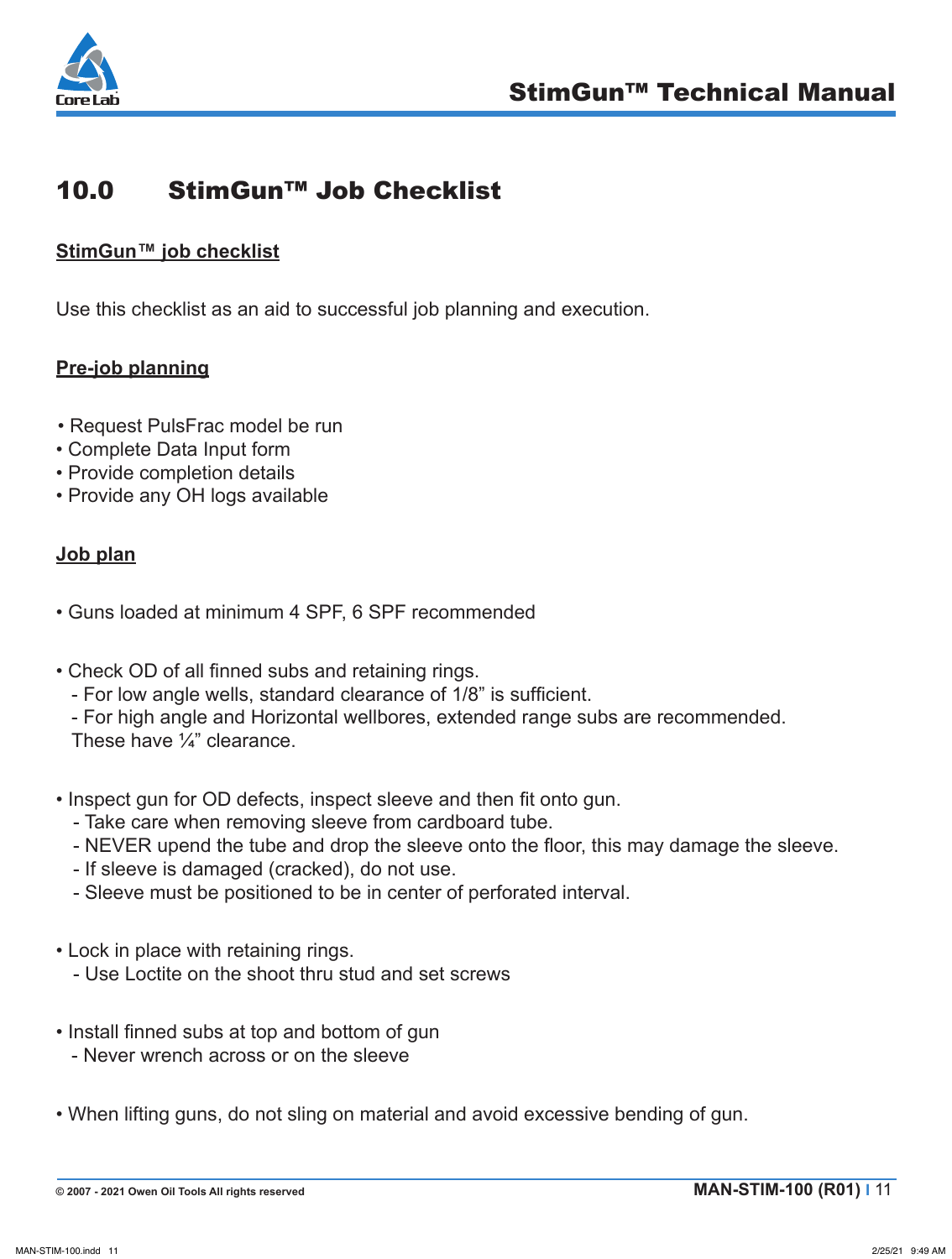# 10.0 StimGun™ Job Checklist

**StimGun™ job checklist**

Use this checklist as an aid to successful job planning and execution.

**Pre-job planning**

- Request PulsFrac model be run
- Complete Data Input form
- Provide completion details
- Provide any OH logs available

**Job plan**

- Guns loaded at minimum 4 SPF, 6 SPF recommended

- Check OD of all finned subs and retaining rings.
  - For low angle wells, standard clearance of 1/8" is sufficient.
  - For high angle and Horizontal wellbores, extended range subs are recommended. These have ¼" clearance.

- Inspect gun for OD defects, inspect sleeve and then fit onto gun.
  - Take care when removing sleeve from cardboard tube.
  - NEVER upend the tube and drop the sleeve onto the floor, this may damage the sleeve.
  - If sleeve is damaged (cracked), do not use.
  - Sleeve must be positioned to be in center of perforated interval.

- Lock in place with retaining rings.
  - Use Loctite on the shoot thru stud and set screws

- Install finned subs at top and bottom of gun
  - Never wrench across or on the sleeve

- When lifting guns, do not sling on material and avoid excessive bending of gun.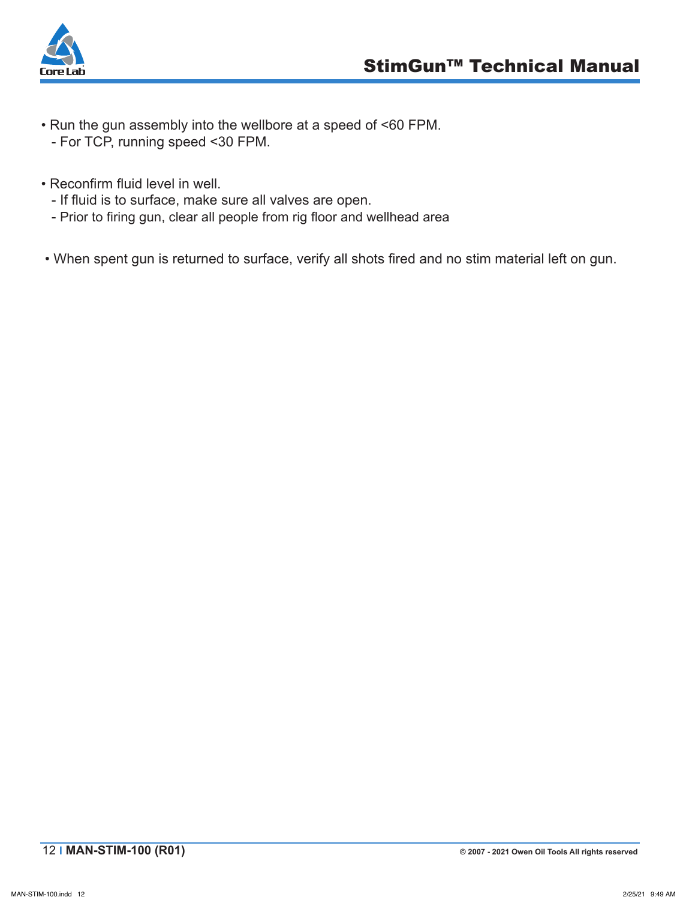- Run the gun assembly into the wellbore at a speed of <60 FPM.
  - For TCP, running speed <30 FPM.

- Reconfirm fluid level in well.
  - If fluid is to surface, make sure all valves are open.
  - Prior to firing gun, clear all people from rig floor and wellhead area

- When spent gun is returned to surface, verify all shots fired and no stim material left on gun.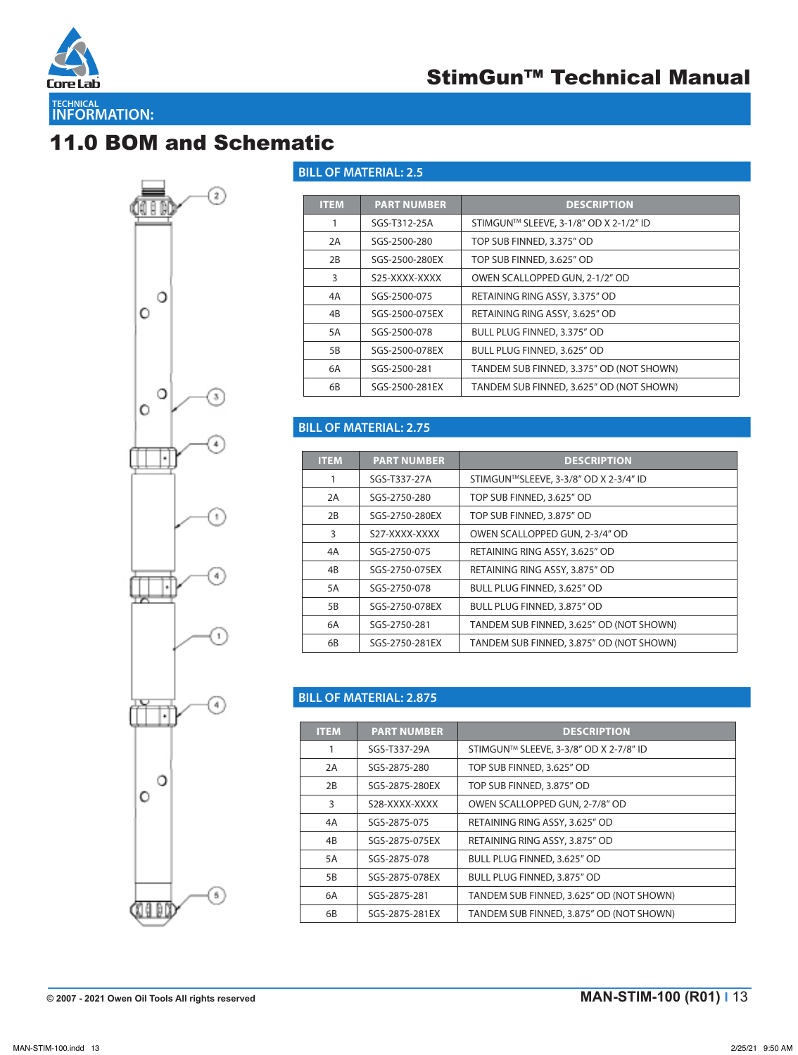# 11.0 BOM and Schematic

## BILL OF MATERIAL: 2.5

| ITEM | PART NUMBER | DESCRIPTION |
|---|---|---|
| 1 | SGS-T312-25A | STIMGUN™ SLEEVE, 3-1/8" OD X 2-1/2" ID |
| 2A | SGS-2500-280 | TOP SUB FINNED, 3.375" OD |
| 2B | SGS-2500-280EX | TOP SUB FINNED, 3.625" OD |
| 3 | S25-XXXX-XXXX | OWEN SCALLOPED GUN, 2-1/2" OD |
| 4A | SGS-2500-075 | RETAINING RING ASSY, 3.375" OD |
| 4B | SGS-2500-075EX | RETAINING RING ASSY, 3.625" OD |
| 5A | SGS-2500-078 | BULL PLUG FINNED, 3.375" OD |
| 5B | SGS-2500-078EX | BULL PLUG FINNED, 3.625" OD |
| 6A | SGS-2500-281 | TANDEM SUB FINNED, 3.375" OD (NOT SHOWN) |
| 6B | SGS-2500-281EX | TANDEM SUB FINNED, 3.625" OD (NOT SHOWN) |

## BILL OF MATERIAL: 2.75

| ITEM | PART NUMBER | DESCRIPTION |
|---|---|---|
| 1 | SGS-T337-27A | STIMGUN™SLEEVE, 3-3/8" OD X 2-3/4" ID |
| 2A | SGS-2750-280 | TOP SUB FINNED, 3.625" OD |
| 2B | SGS-2750-280EX | TOP SUB FINNED, 3.875" OD |
| 3 | S27-XXXX-XXXX | OWEN SCALLOPED GUN, 2-3/4" OD |
| 4A | SGS-2750-075 | RETAINING RING ASSY, 3.625" OD |
| 4B | SGS-2750-075EX | RETAINING RING ASSY, 3.875" OD |
| 5A | SGS-2750-078 | BULL PLUG FINNED, 3.625" OD |
| 5B | SGS-2750-078EX | BULL PLUG FINNED, 3.875" OD |
| 6A | SGS-2750-281 | TANDEM SUB FINNED, 3.625" OD (NOT SHOWN) |
| 6B | SGS-2750-281EX | TANDEM SUB FINNED, 3.875" OD (NOT SHOWN) |

## BILL OF MATERIAL: 2.875

| ITEM | PART NUMBER | DESCRIPTION |
|---|---|---|
| 1 | SGS-T337-29A | STIMGUN™ SLEEVE, 3-3/8" OD X 2-7/8" ID |
| 2A | SGS-2875-280 | TOP SUB FINNED, 3.625" OD |
| 2B | SGS-2875-280EX | TOP SUB FINNED, 3.875" OD |
| 3 | S28-XXXX-XXXX | OWEN SCALLOPED GUN, 2-7/8" OD |
| 4A | SGS-2875-075 | RETAINING RING ASSY, 3.625" OD |
| 4B | SGS-2875-075EX | RETAINING RING ASSY, 3.875" OD |
| 5A | SGS-2875-078 | BULL PLUG FINNED, 3.625" OD |
| 5B | SGS-2875-078EX | BULL PLUG FINNED, 3.875" OD |
| 6A | SGS-2875-281 | TANDEM SUB FINNED, 3.625" OD (NOT SHOWN) |
| 6B | SGS-2875-281EX | TANDEM SUB FINNED, 3.875" OD (NOT SHOWN) |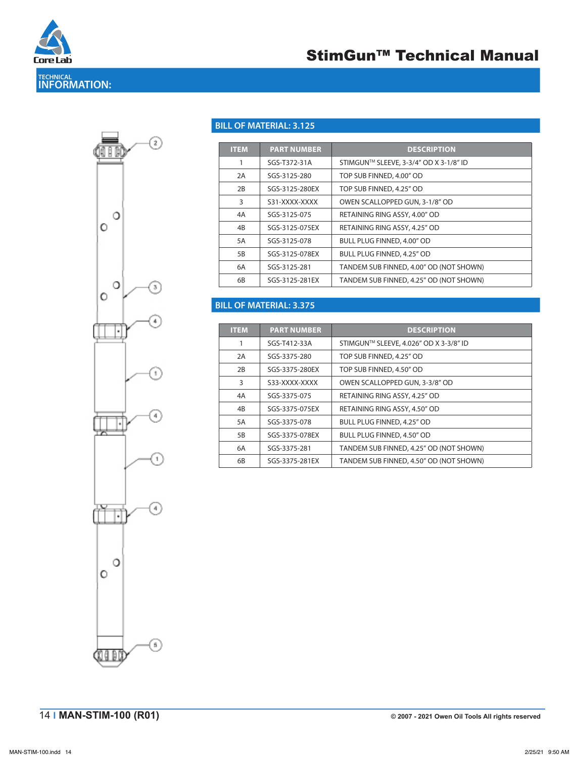## TECHNICAL INFORMATION:

### BILL OF MATERIAL: 3.125

| ITEM | PART NUMBER | DESCRIPTION |
|---|---|---|
| 1 | SGS-T372-31A | STIMGUN™ SLEEVE, 3-3/4" OD X 3-1/8" ID |
| 2A | SGS-3125-280 | TOP SUB FINNED, 4.00" OD |
| 2B | SGS-3125-280EX | TOP SUB FINNED, 4.25" OD |
| 3 | S31-XXXX-XXXX | OWEN SCALLOPED GUN, 3-1/8" OD |
| 4A | SGS-3125-075 | RETAINING RING ASSY, 4.00" OD |
| 4B | SGS-3125-075EX | RETAINING RING ASSY, 4.25" OD |
| 5A | SGS-3125-078 | BULL PLUG FINNED, 4.00" OD |
| 5B | SGS-3125-078EX | BULL PLUG FINNED, 4.25" OD |
| 6A | SGS-3125-281 | TANDEM SUB FINNED, 4.00" OD (NOT SHOWN) |
| 6B | SGS-3125-281EX | TANDEM SUB FINNED, 4.25" OD (NOT SHOWN) |

### BILL OF MATERIAL: 3.375

| ITEM | PART NUMBER | DESCRIPTION |
|---|---|---|
| 1 | SGS-T412-33A | STIMGUN™ SLEEVE, 4.026" OD X 3-3/8" ID |
| 2A | SGS-3375-280 | TOP SUB FINNED, 4.25" OD |
| 2B | SGS-3375-280EX | TOP SUB FINNED, 4.50" OD |
| 3 | S33-XXXX-XXXX | OWEN SCALLOPED GUN, 3-3/8" OD |
| 4A | SGS-3375-075 | RETAINING RING ASSY, 4.25" OD |
| 4B | SGS-3375-075EX | RETAINING RING ASSY, 4.50" OD |
| 5A | SGS-3375-078 | BULL PLUG FINNED, 4.25" OD |
| 5B | SGS-3375-078EX | BULL PLUG FINNED, 4.50" OD |
| 6A | SGS-3375-281 | TANDEM SUB FINNED, 4.25" OD (NOT SHOWN) |
| 6B | SGS-3375-281EX | TANDEM SUB FINNED, 4.50" OD (NOT SHOWN) |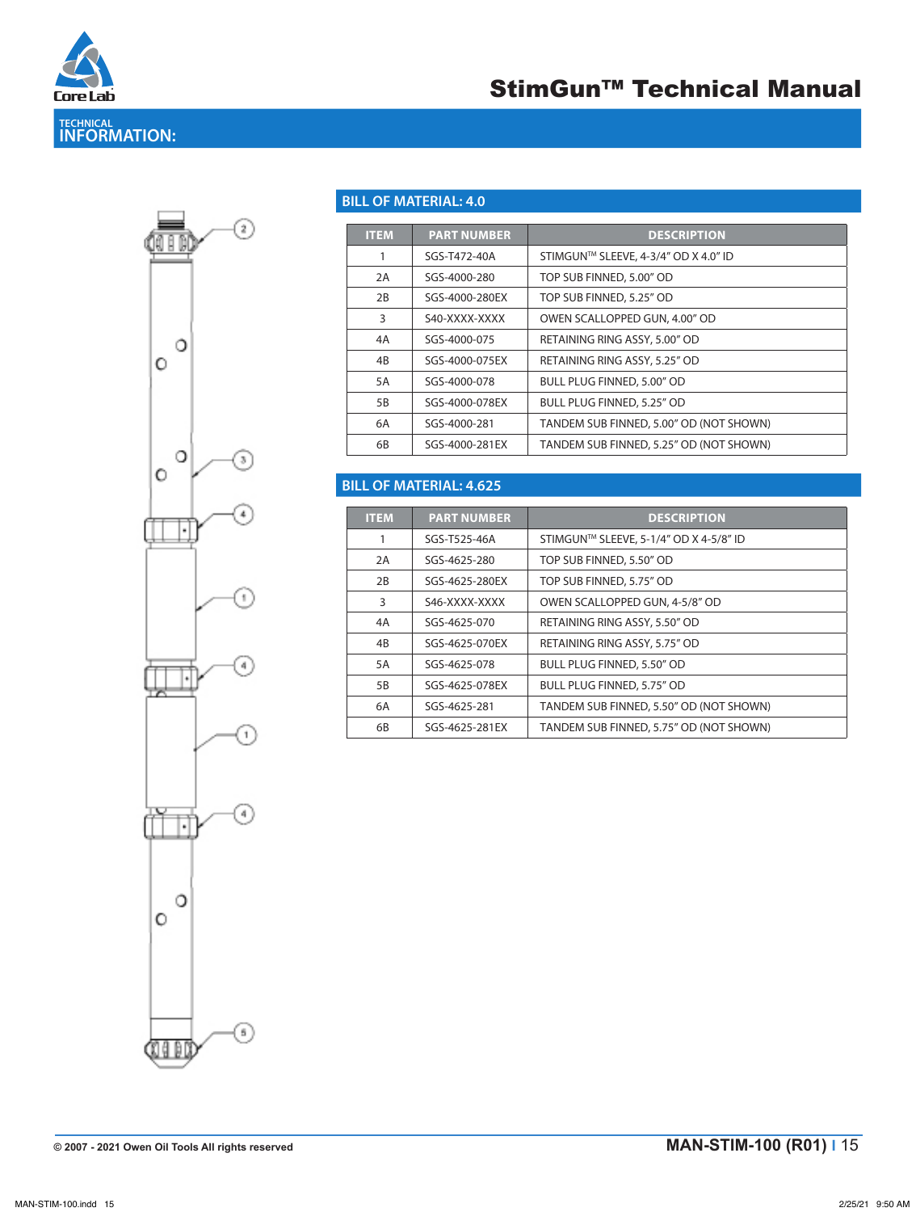# TECHNICAL INFORMATION:

## BILL OF MATERIAL: 4.0

| ITEM | PART NUMBER | DESCRIPTION |
|---|---|---|
| 1 | SGS-T472-40A | STIMGUN™ SLEEVE, 4-3/4" OD X 4.0" ID |
| 2A | SGS-4000-280 | TOP SUB FINNED, 5.00" OD |
| 2B | SGS-4000-280EX | TOP SUB FINNED, 5.25" OD |
| 3 | S40-XXXX-XXXX | OWEN SCALLOPPED GUN, 4.00" OD |
| 4A | SGS-4000-075 | RETAINING RING ASSY, 5.00" OD |
| 4B | SGS-4000-075EX | RETAINING RING ASSY, 5.25" OD |
| 5A | SGS-4000-078 | BULL PLUG FINNED, 5.00" OD |
| 5B | SGS-4000-078EX | BULL PLUG FINNED, 5.25" OD |
| 6A | SGS-4000-281 | TANDEM SUB FINNED, 5.00" OD (NOT SHOWN) |
| 6B | SGS-4000-281EX | TANDEM SUB FINNED, 5.25" OD (NOT SHOWN) |

## BILL OF MATERIAL: 4.625

| ITEM | PART NUMBER | DESCRIPTION |
|---|---|---|
| 1 | SGS-T525-46A | STIMGUN™ SLEEVE, 5-1/4" OD X 4-5/8" ID |
| 2A | SGS-4625-280 | TOP SUB FINNED, 5.50" OD |
| 2B | SGS-4625-280EX | TOP SUB FINNED, 5.75" OD |
| 3 | S46-XXXX-XXXX | OWEN SCALLOPPED GUN, 4-5/8" OD |
| 4A | SGS-4625-070 | RETAINING RING ASSY, 5.50" OD |
| 4B | SGS-4625-070EX | RETAINING RING ASSY, 5.75" OD |
| 5A | SGS-4625-078 | BULL PLUG FINNED, 5.50" OD |
| 5B | SGS-4625-078EX | BULL PLUG FINNED, 5.75" OD |
| 6A | SGS-4625-281 | TANDEM SUB FINNED, 5.50" OD (NOT SHOWN) |
| 6B | SGS-4625-281EX | TANDEM SUB FINNED, 5.75" OD (NOT SHOWN) |

© 2007 - 2021 Owen Oil Tools All rights reserved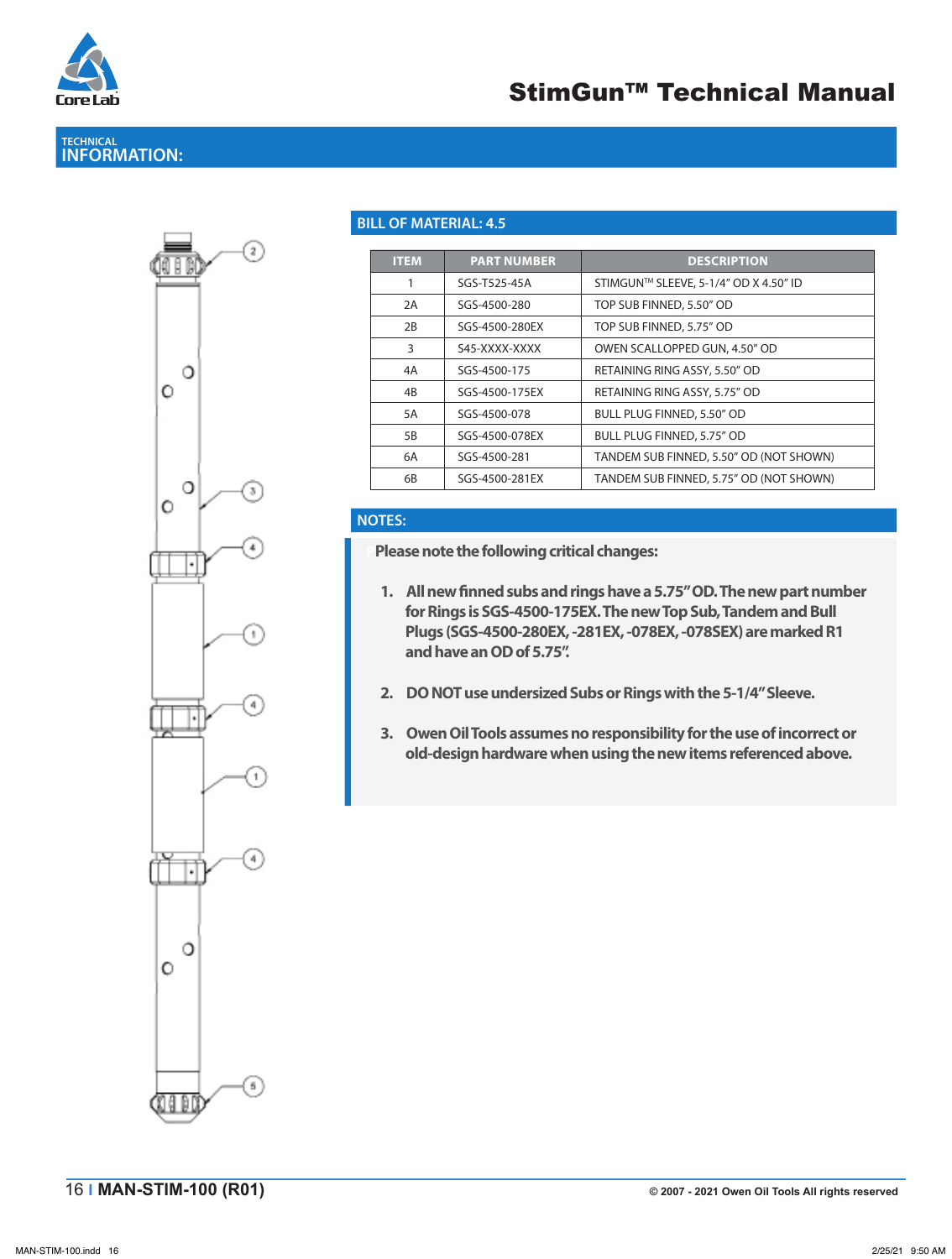## TECHNICAL INFORMATION:

### BILL OF MATERIAL: 4.5

| ITEM | PART NUMBER | DESCRIPTION |
|---|---|---|
| 1 | SGS-T525-45A | STIMGUN™ SLEEVE, 5-1/4" OD X 4.50" ID |
| 2A | SGS-4500-280 | TOP SUB FINNED, 5.50" OD |
| 2B | SGS-4500-280EX | TOP SUB FINNED, 5.75" OD |
| 3 | S45-XXXX-XXXX | OWEN SCALLOPPED GUN, 4.50" OD |
| 4A | SGS-4500-175 | RETAINING RING ASSY, 5.50" OD |
| 4B | SGS-4500-175EX | RETAINING RING ASSY, 5.75" OD |
| 5A | SGS-4500-078 | BULL PLUG FINNED, 5.50" OD |
| 5B | SGS-4500-078EX | BULL PLUG FINNED, 5.75" OD |
| 6A | SGS-4500-281 | TANDEM SUB FINNED, 5.50" OD (NOT SHOWN) |
| 6B | SGS-4500-281EX | TANDEM SUB FINNED, 5.75" OD (NOT SHOWN) |

### NOTES:

**Please note the following critical changes:**

1. **All new finned subs and rings have a 5.75" OD. The new part number for Rings is SGS-4500-175EX. The new Top Sub, Tandem and Bull Plugs (SGS-4500-280EX, -281EX, -078EX, -078SEX) are marked R1 and have an OD of 5.75".**

2. **DO NOT use undersized Subs or Rings with the 5-1/4" Sleeve.**

3. **Owen Oil Tools assumes no responsibility for the use of incorrect or old-design hardware when using the new items referenced above.**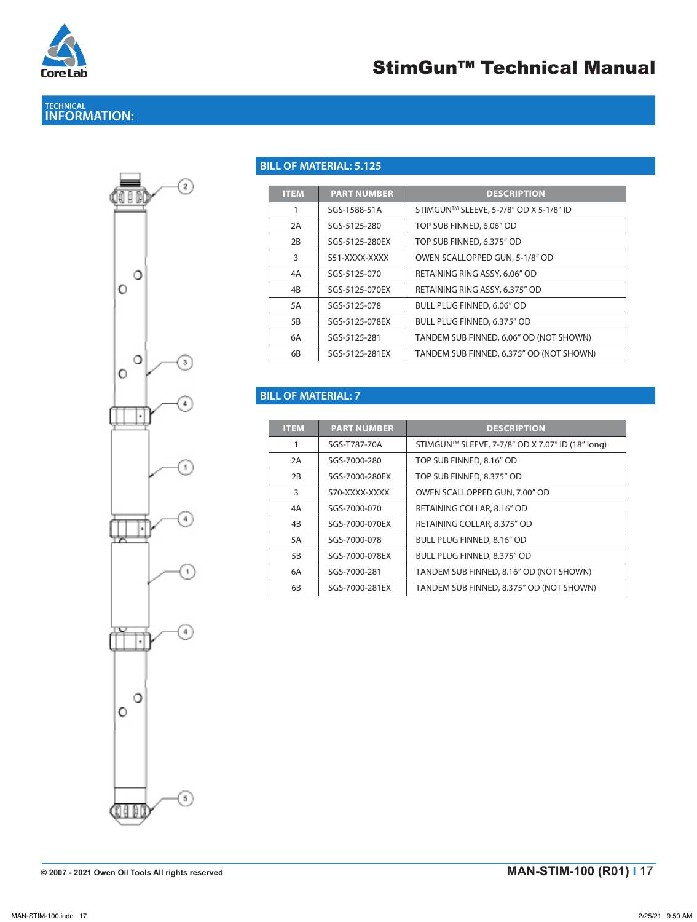## TECHNICAL INFORMATION:

### BILL OF MATERIAL: 5.125

| ITEM | PART NUMBER | DESCRIPTION |
|---|---|---|
| 1 | SGS-T588-51A | STIMGUN™ SLEEVE, 5-7/8" OD X 5-1/8" ID |
| 2A | SGS-5125-280 | TOP SUB FINNED, 6.06" OD |
| 2B | SGS-5125-280EX | TOP SUB FINNED, 6.375" OD |
| 3 | S51-XXXX-XXXX | OWEN SCALLOPPED GUN, 5-1/8" OD |
| 4A | SGS-5125-070 | RETAINING RING ASSY, 6.06" OD |
| 4B | SGS-5125-070EX | RETAINING RING ASSY, 6.375" OD |
| 5A | SGS-5125-078 | BULL PLUG FINNED, 6.06" OD |
| 5B | SGS-5125-078EX | BULL PLUG FINNED, 6.375" OD |
| 6A | SGS-5125-281 | TANDEM SUB FINNED, 6.06" OD (NOT SHOWN) |
| 6B | SGS-5125-281EX | TANDEM SUB FINNED, 6.375" OD (NOT SHOWN) |

### BILL OF MATERIAL: 7

| ITEM | PART NUMBER | DESCRIPTION |
|---|---|---|
| 1 | SGS-T787-70A | STIMGUN™ SLEEVE, 7-7/8" OD X 7.07" ID (18" long) |
| 2A | SGS-7000-280 | TOP SUB FINNED, 8.16" OD |
| 2B | SGS-7000-280EX | TOP SUB FINNED, 8.375" OD |
| 3 | S70-XXXX-XXXX | OWEN SCALLOPPED GUN, 7.00" OD |
| 4A | SGS-7000-070 | RETAINING COLLAR, 8.16" OD |
| 4B | SGS-7000-070EX | RETAINING COLLAR, 8.375" OD |
| 5A | SGS-7000-078 | BULL PLUG FINNED, 8.16" OD |
| 5B | SGS-7000-078EX | BULL PLUG FINNED, 8.375" OD |
| 6A | SGS-7000-281 | TANDEM SUB FINNED, 8.16" OD (NOT SHOWN) |
| 6B | SGS-7000-281EX | TANDEM SUB FINNED, 8.375" OD (NOT SHOWN) |

© 2007 - 2021 Owen Oil Tools All rights reserved